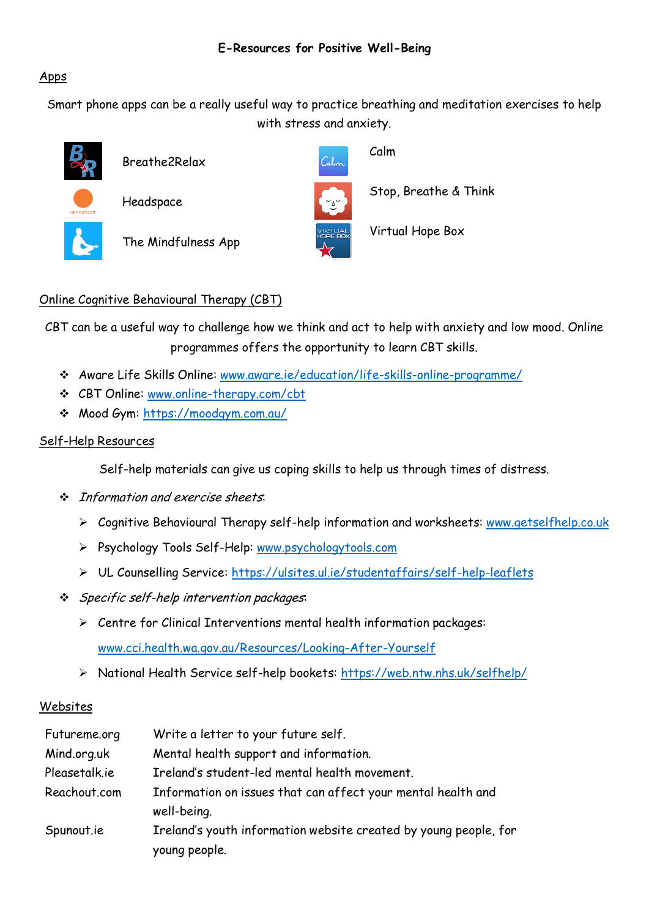# E-Resources for Positive Well-Being

## Apps

Smart phone apps can be a really useful way to practice breathing and meditation exercises to help with stress and anxiety.

- Breathe2Relax
- Headspace
- The Mindfulness App
- Calm
- Stop, Breathe & Think
- Virtual Hope Box

## Online Cognitive Behavioural Therapy (CBT)

CBT can be a useful way to challenge how we think and act to help with anxiety and low mood. Online programmes offers the opportunity to learn CBT skills.

- Aware Life Skills Online: www.aware.ie/education/life-skills-online-programme/
- CBT Online: www.online-therapy.com/cbt
- Mood Gym: https://moodgym.com.au/

## Self-Help Resources

Self-help materials can give us coping skills to help us through times of distress.

- *Information and exercise sheets*:
  - Cognitive Behavioural Therapy self-help information and worksheets: www.getselfhelp.co.uk
  - Psychology Tools Self-Help: www.psychologytools.com
  - UL Counselling Service: https://ulsites.ul.ie/studentaffairs/self-help-leaflets
- *Specific self-help intervention packages*:
  - Centre for Clinical Interventions mental health information packages: www.cci.health.wa.gov.au/Resources/Looking-After-Yourself
  - National Health Service self-help bookets: https://web.ntw.nhs.uk/selfhelp/

## Websites

| | |
|---|---|
| Futureme.org | Write a letter to your future self. |
| Mind.org.uk | Mental health support and information. |
| Pleasetalk.ie | Ireland's student-led mental health movement. |
| Reachout.com | Information on issues that can affect your mental health and well-being. |
| Spunout.ie | Ireland's youth information website created by young people, for young people. |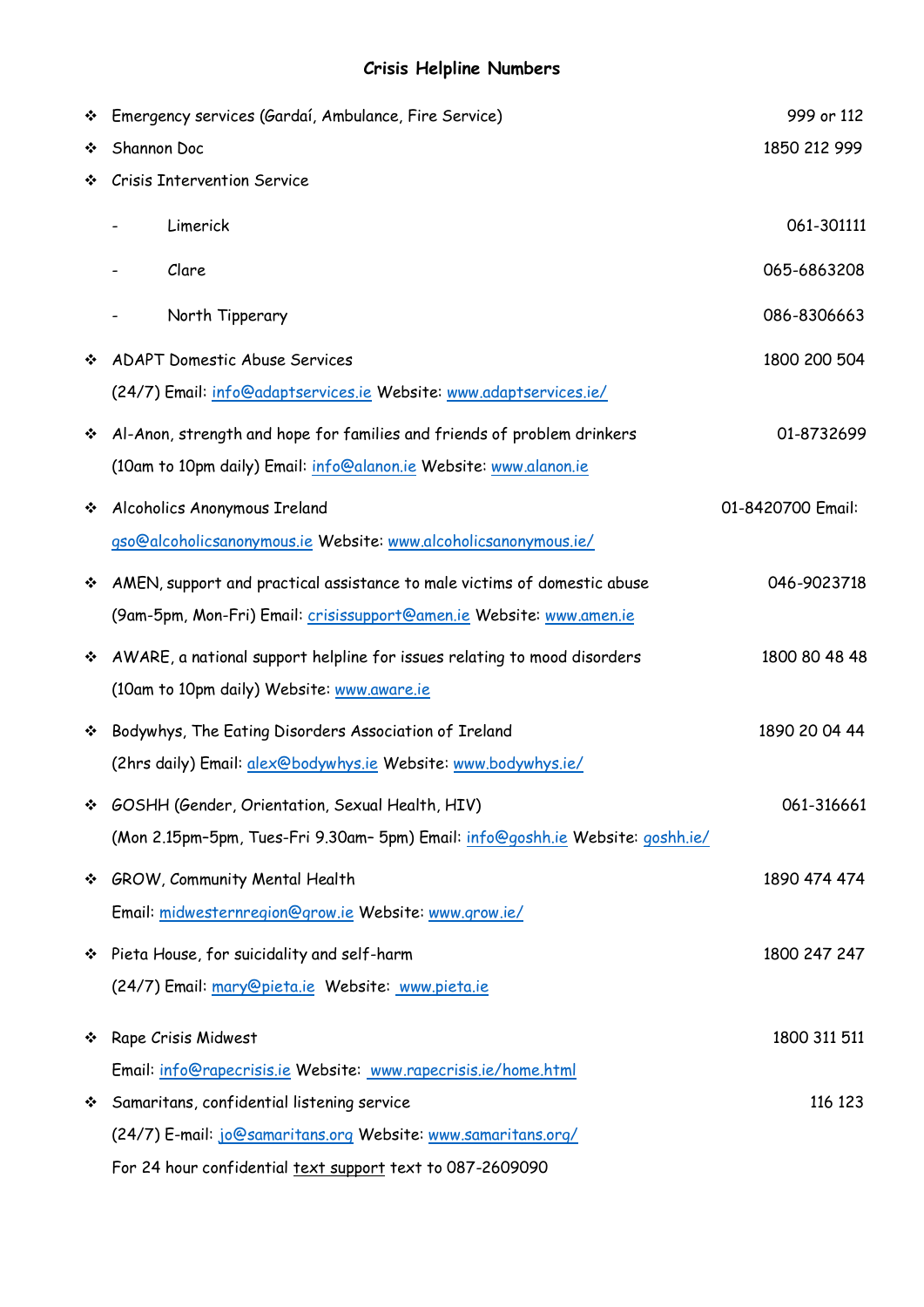## Crisis Helpline Numbers

- Emergency services (Gardaí, Ambulance, Fire Service) 999 or 112
- Shannon Doc 1850 212 999
- Crisis Intervention Service
  - Limerick 061-301111
  - Clare 065-6863208
  - North Tipperary 086-8306663
- ADAPT Domestic Abuse Services 1800 200 504
  (24/7) Email: info@adaptservices.ie Website: www.adaptservices.ie/
- Al-Anon, strength and hope for families and friends of problem drinkers 01-8732699
  (10am to 10pm daily) Email: info@alanon.ie Website: www.alanon.ie
- Alcoholics Anonymous Ireland 01-8420700 Email: gso@alcoholicsanonymous.ie Website: www.alcoholicsanonymous.ie/
- AMEN, support and practical assistance to male victims of domestic abuse 046-9023718
  (9am-5pm, Mon-Fri) Email: crisissupport@amen.ie Website: www.amen.ie
- AWARE, a national support helpline for issues relating to mood disorders 1800 80 48 48
  (10am to 10pm daily) Website: www.aware.ie
- Bodywhys, The Eating Disorders Association of Ireland 1890 20 04 44
  (2hrs daily) Email: alex@bodywhys.ie Website: www.bodywhys.ie/
- GOSHH (Gender, Orientation, Sexual Health, HIV) 061-316661
  (Mon 2.15pm–5pm, Tues-Fri 9.30am– 5pm) Email: info@goshh.ie Website: goshh.ie/
- GROW, Community Mental Health 1890 474 474
  Email: midwesternregion@grow.ie Website: www.grow.ie/
- Pieta House, for suicidality and self-harm 1800 247 247
  (24/7) Email: mary@pieta.ie Website: www.pieta.ie
- Rape Crisis Midwest 1800 311 511
  Email: info@rapecrisis.ie Website: www.rapecrisis.ie/home.html
- Samaritans, confidential listening service 116 123
  (24/7) E-mail: jo@samaritans.org Website: www.samaritans.org/
  For 24 hour confidential text support text to 087-2609090